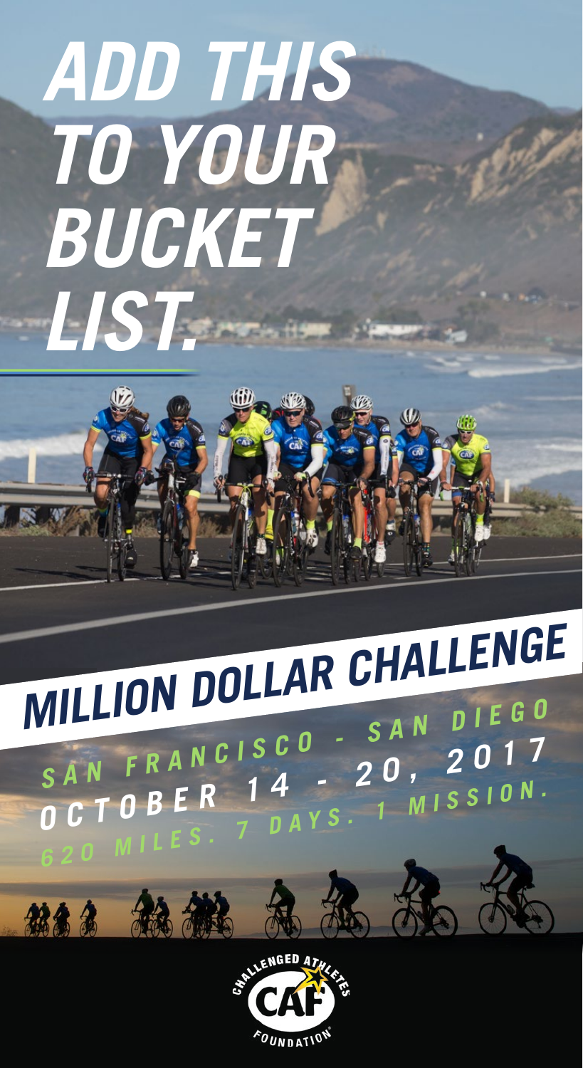# ADD THIS TO YOUR BUCKET LIST.

## MILLION DOLLAR CHALLENGE

SAN FRANCISCO - SAN DIEGO

OCTOBER 14 - 20, 2017

620 MILES. 7 DAYS. 1 MISSION.

CHALLENGED ATHLETES FOUNDATION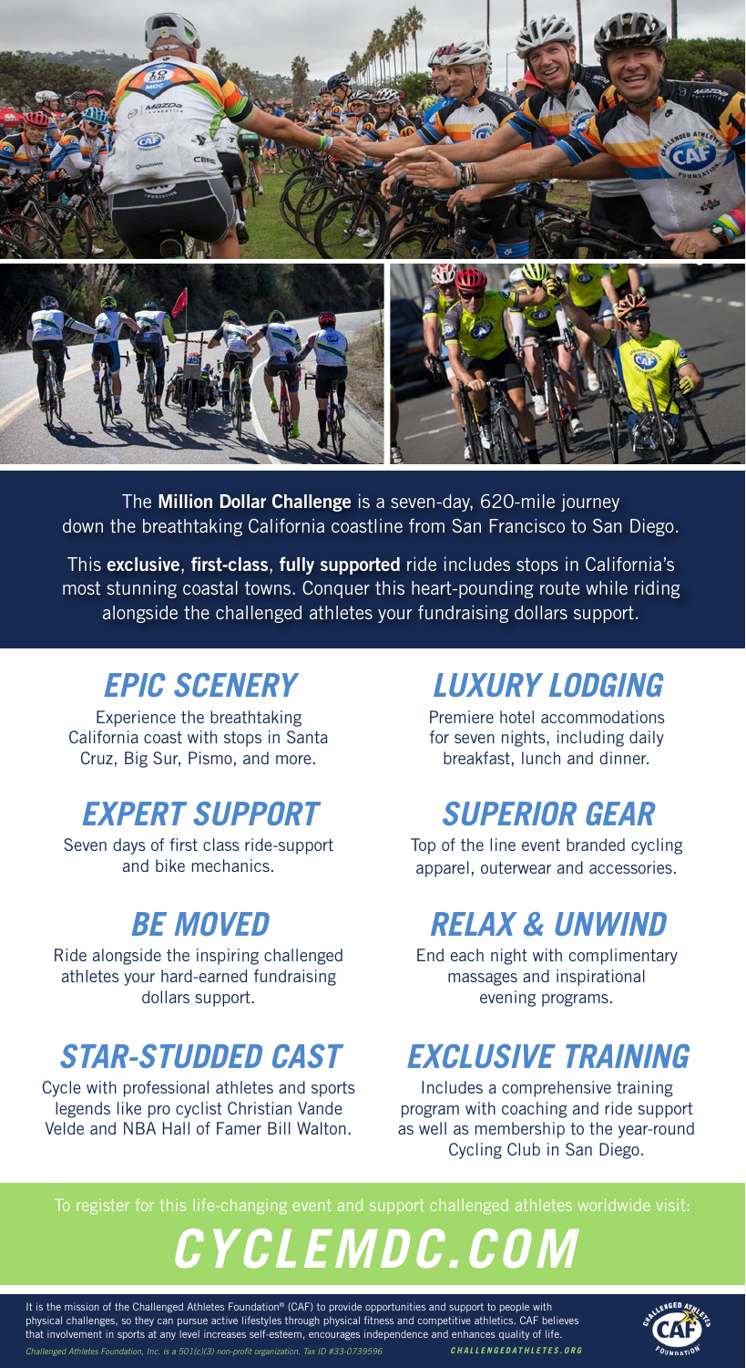The **Million Dollar Challenge** is a seven-day, 620-mile journey down the breathtaking California coastline from San Francisco to San Diego.

This **exclusive**, **first-class**, **fully supported** ride includes stops in California's most stunning coastal towns. Conquer this heart-pounding route while riding alongside the challenged athletes your fundraising dollars support.

## *EPIC SCENERY*

Experience the breathtaking California coast with stops in Santa Cruz, Big Sur, Pismo, and more.

## *EXPERT SUPPORT*

Seven days of first class ride-support and bike mechanics.

## *BE MOVED*

Ride alongside the inspiring challenged athletes your hard-earned fundraising dollars support.

## *STAR-STUDDED CAST*

Cycle with professional athletes and sports legends like pro cyclist Christian Vande Velde and NBA Hall of Famer Bill Walton.

## *LUXURY LODGING*

Premiere hotel accommodations for seven nights, including daily breakfast, lunch and dinner.

## *SUPERIOR GEAR*

Top of the line event branded cycling apparel, outerwear and accessories.

## *RELAX & UNWIND*

End each night with complimentary massages and inspirational evening programs.

## *EXCLUSIVE TRAINING*

Includes a comprehensive training program with coaching and ride support as well as membership to the year-round Cycling Club in San Diego.

To register for this life-changing event and support challenged athletes worldwide visit:

# *CYCLEMDC.COM*

It is the mission of the Challenged Athletes Foundation® (CAF) to provide opportunities and support to people with physical challenges, so they can pursue active lifestyles through physical fitness and competitive athletics. CAF believes that involvement in sports at any level increases self-esteem, encourages independence and enhances quality of life.

*Challenged Athletes Foundation, Inc. is a 501(c)(3) non-profit organization. Tax ID #33-0739596*

*CHALLENGEDATHLETES.ORG*